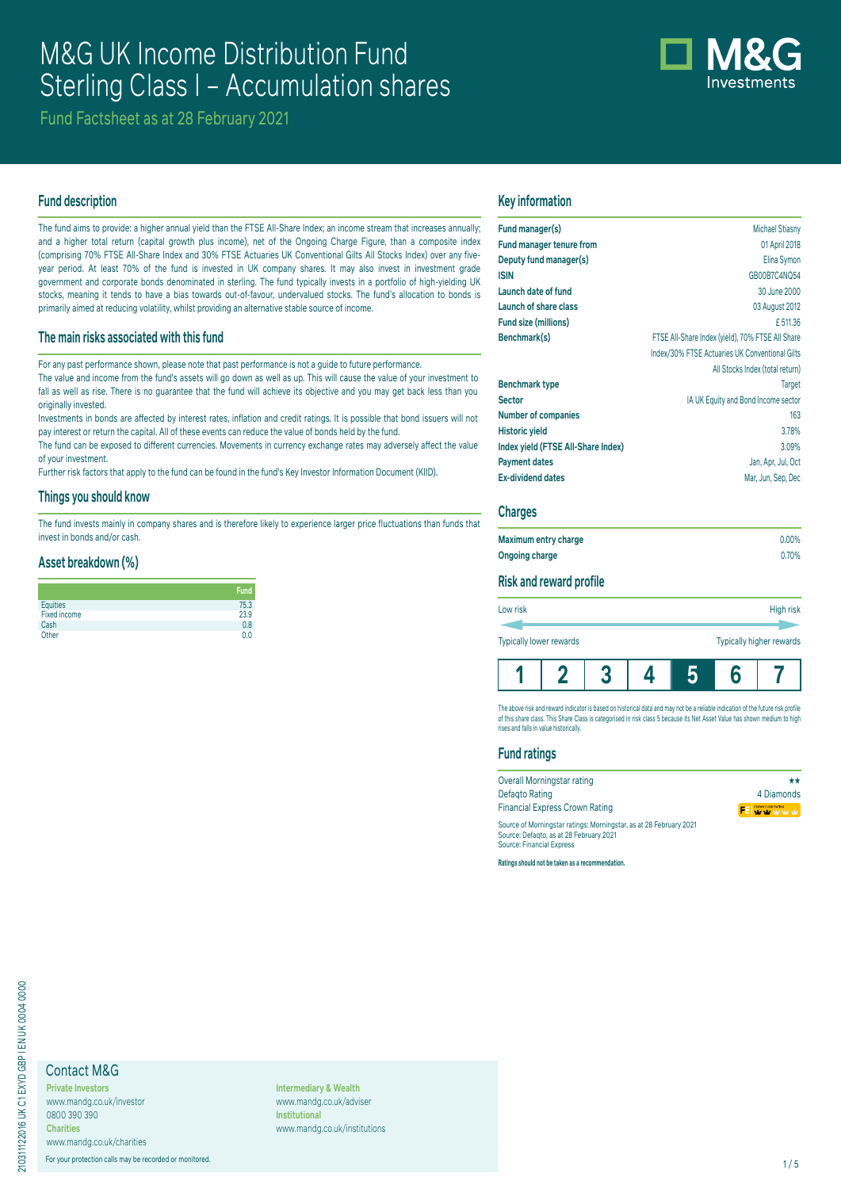# M&G UK Income Distribution Fund Sterling Class I – Accumulation shares

Fund Factsheet as at 28 February 2021

## Fund description

The fund aims to provide: a higher annual yield than the FTSE All-Share Index; an income stream that increases annually; and a higher total return (capital growth plus income), net of the Ongoing Charge Figure, than a composite index (comprising 70% FTSE All-Share Index and 30% FTSE Actuaries UK Conventional Gilts All Stocks Index) over any five-year period. At least 70% of the fund is invested in UK company shares. It may also invest in investment grade government and corporate bonds denominated in sterling. The fund typically invests in a portfolio of high-yielding UK stocks, meaning it tends to have a bias towards out-of-favour, undervalued stocks. The fund's allocation to bonds is primarily aimed at reducing volatility, whilst providing an alternative stable source of income.

## The main risks associated with this fund

For any past performance shown, please note that past performance is not a guide to future performance.

The value and income from the fund's assets will go down as well as up. This will cause the value of your investment to fall as well as rise. There is no guarantee that the fund will achieve its objective and you may get back less than you originally invested.

Investments in bonds are affected by interest rates, inflation and credit ratings. It is possible that bond issuers will not pay interest or return the capital. All of these events can reduce the value of bonds held by the fund.

The fund can be exposed to different currencies. Movements in currency exchange rates may adversely affect the value of your investment.

Further risk factors that apply to the fund can be found in the fund's Key Investor Information Document (KIID).

## Things you should know

The fund invests mainly in company shares and is therefore likely to experience larger price fluctuations than funds that invest in bonds and/or cash.

## Asset breakdown (%)

| | Fund |
|---|---|
| Equities | 75.3 |
| Fixed income | 23.9 |
| Cash | 0.8 |
| Other | 0.0 |

## Key information

| | |
|---|---|
| **Fund manager(s)** | Michael Stiasny |
| **Fund manager tenure from** | 01 April 2018 |
| **Deputy fund manager(s)** | Elina Symon |
| **ISIN** | GB00B7C4NQ54 |
| **Launch date of fund** | 30 June 2000 |
| **Launch of share class** | 03 August 2012 |
| **Fund size (millions)** | £ 511.36 |
| **Benchmark(s)** | FTSE All-Share Index (yield), 70% FTSE All Share Index/30% FTSE Actuaries UK Conventional Gilts All Stocks Index (total return) |
| **Benchmark type** | Target |
| **Sector** | IA UK Equity and Bond Income sector |
| **Number of companies** | 163 |
| **Historic yield** | 3.78% |
| **Index yield (FTSE All-Share Index)** | 3.09% |
| **Payment dates** | Jan, Apr, Jul, Oct |
| **Ex-dividend dates** | Mar, Jun, Sep, Dec |

## Charges

| | |
|---|---|
| **Maximum entry charge** | 0.00% |
| **Ongoing charge** | 0.70% |

## Risk and reward profile

Low risk — High risk

Typically lower rewards — Typically higher rewards

| 1 | 2 | 3 | 4 | **5** | 6 | 7 |
|---|---|---|---|---|---|---|

The above risk and reward indicator is based on historical data and may not be a reliable indication of the future risk profile of this share class. This Share Class is categorised in risk class 5 because its Net Asset Value has shown medium to high rises and falls in value historically.

## Fund ratings

| | |
|---|---|
| Overall Morningstar rating | ★★ |
| Defaqto Rating | 4 Diamonds |
| Financial Express Crown Rating | |

Source of Morningstar ratings: Morningstar, as at 28 February 2021
Source: Defaqto, as at 28 February 2021
Source: Financial Express

**Ratings should not be taken as a recommendation.**

## Contact M&G

**Private Investors**
www.mandg.co.uk/investor
0800 390 390

**Charities**
www.mandg.co.uk/charities

**Intermediary & Wealth**
www.mandg.co.uk/adviser

**Institutional**
www.mandg.co.uk/institutions

For your protection calls may be recorded or monitored.

210311122016 UK C1 EXYD GBP I EN UK 0004 0000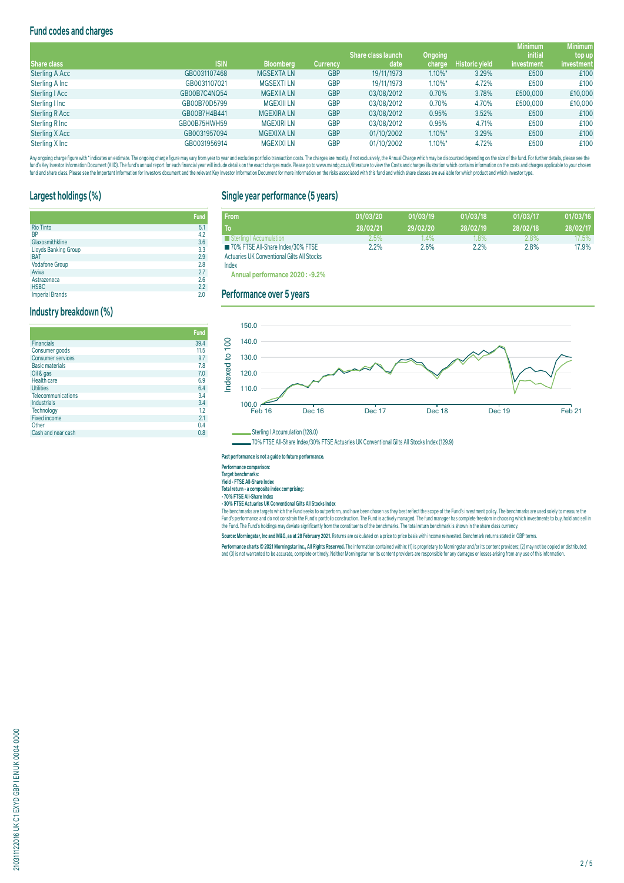## Fund codes and charges

| Share class | ISIN | Bloomberg | Currency | Share class launch date | Ongoing charge | Historic yield | Minimum initial investment | Minimum top up investment |
|---|---|---|---|---|---|---|---|---|
| Sterling A Acc | GB0031107468 | MGSEXTA LN | GBP | 19/11/1973 | 1.10%* | 3.29% | £500 | £100 |
| Sterling A Inc | GB0031107021 | MGSEXTI LN | GBP | 19/11/1973 | 1.10%* | 4.72% | £500 | £100 |
| Sterling I Acc | GB00B7C4NQ54 | MGEXIIA LN | GBP | 03/08/2012 | 0.70% | 3.78% | £500,000 | £10,000 |
| Sterling I Inc | GB00B70D5799 | MGEXIII LN | GBP | 03/08/2012 | 0.70% | 4.70% | £500,000 | £10,000 |
| Sterling R Acc | GB00B7H4B441 | MGEXIRA LN | GBP | 03/08/2012 | 0.95% | 3.52% | £500 | £100 |
| Sterling R Inc | GB00B75HWH59 | MGEXIRI LN | GBP | 03/08/2012 | 0.95% | 4.71% | £500 | £100 |
| Sterling X Acc | GB0031957094 | MGEXIXA LN | GBP | 01/10/2002 | 1.10%* | 3.29% | £500 | £100 |
| Sterling X Inc | GB0031956914 | MGEXIXI LN | GBP | 01/10/2002 | 1.10%* | 4.72% | £500 | £100 |

Any ongoing charge figure with * indicates an estimate. The ongoing charge figure may vary from year to year and excludes portfolio transaction costs. The charges are mostly, if not exclusively, the Annual Charge which may be discounted depending on the size of the fund. For further details, please see the fund's Key Investor Information Document (KIID). The fund's annual report for each financial year will include details on the exact charges made. Please go to www.mandg.co.uk/literature to view the Costs and charges illustration which contains information on the costs and charges applicable to your chosen fund and share class. Please see the Important Information for Investors document and the relevant Key Investor Information Document for more information on the risks associated with this fund and which share classes are available for which product and which investor type.

## Largest holdings (%)

| | Fund |
|---|---|
| Rio Tinto | 5.1 |
| BP | 4.2 |
| Glaxosmithkline | 3.6 |
| Lloyds Banking Group | 3.3 |
| BAT | 2.9 |
| Vodafone Group | 2.8 |
| Aviva | 2.7 |
| Astrazeneca | 2.6 |
| HSBC | 2.2 |
| Imperial Brands | 2.0 |

## Industry breakdown (%)

| | Fund |
|---|---|
| Financials | 39.4 |
| Consumer goods | 11.5 |
| Consumer services | 9.7 |
| Basic materials | 7.8 |
| Oil & gas | 7.0 |
| Health care | 6.9 |
| Utilities | 6.4 |
| Telecommunications | 3.4 |
| Industrials | 3.4 |
| Technology | 1.2 |
| Fixed income | 2.1 |
| Other | 0.4 |
| Cash and near cash | 0.8 |

## Single year performance (5 years)

| From | 01/03/20 | 01/03/19 | 01/03/18 | 01/03/17 | 01/03/16 |
|---|---|---|---|---|---|
| To | 28/02/21 | 29/02/20 | 28/02/19 | 28/02/18 | 28/02/17 |
| Sterling I Accumulation | 2.5% | 1.4% | 1.8% | 2.8% | 17.5% |
| 70% FTSE All-Share Index/30% FTSE Actuaries UK Conventional Gilts All Stocks Index | 2.2% | 2.6% | 2.2% | 2.8% | 17.9% |

**Annual performance 2020 : -9.2%**

## Performance over 5 years

Sterling I Accumulation (128.0)

70% FTSE All-Share Index/30% FTSE Actuaries UK Conventional Gilts All Stocks Index (129.9)

**Past performance is not a guide to future performance.**

**Performance comparison:**
**Target benchmarks:**
**Yield - FTSE All-Share Index**
**Total return - a composite index comprising:**
**- 70% FTSE All-Share Index**
**- 30% FTSE Actuaries UK Conventional Gilts All Stocks Index**

The benchmarks are targets which the Fund seeks to outperform, and have been chosen as they best reflect the scope of the Fund's investment policy. The benchmarks are used solely to measure the Fund's performance and do not constrain the Fund's portfolio construction. The Fund is actively managed. The fund manager has complete freedom in choosing which investments to buy, hold and sell in the Fund. The Fund's holdings may deviate significantly from the constituents of the benchmarks. The total return benchmark is shown in the share class currency.

**Source: Morningstar, Inc and M&G, as at 28 February 2021.** Returns are calculated on a price to price basis with income reinvested. Benchmark returns stated in GBP terms.

**Performance charts © 2021 Morningstar Inc., All Rights Reserved.** The information contained within: (1) is proprietary to Morningstar and/or its content providers; (2) may not be copied or distributed; and (3) is not warranted to be accurate, complete or timely. Neither Morningstar nor its content providers are responsible for any damages or losses arising from any use of this information.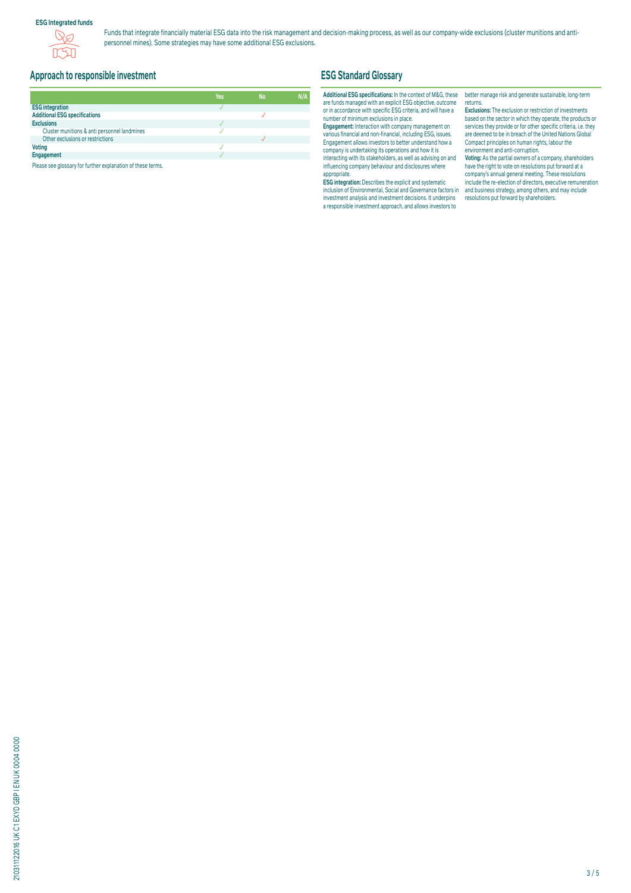**ESG Integrated funds**

Funds that integrate financially material ESG data into the risk management and decision-making process, as well as our company-wide exclusions (cluster munitions and anti-personnel mines). Some strategies may have some additional ESG exclusions.

## Approach to responsible investment

| | Yes | No | N/A |
|---|---|---|---|
| **ESG integration** | ✓ | | |
| **Additional ESG specifications** | | ✓ | |
| **Exclusions** | ✓ | | |
| Cluster munitions & anti personnel landmines | ✓ | | |
| Other exclusions or restrictions | | ✓ | |
| **Voting** | ✓ | | |
| **Engagement** | ✓ | | |

Please see glossary for further explanation of these terms.

## ESG Standard Glossary

**Additional ESG specifications:** In the context of M&G, these are funds managed with an explicit ESG objective, outcome or in accordance with specific ESG criteria, and will have a number of minimum exclusions in place.

**Engagement:** Interaction with company management on various financial and non-financial, including ESG, issues. Engagement allows investors to better understand how a company is undertaking its operations and how it is interacting with its stakeholders, as well as advising on and influencing company behaviour and disclosures where appropriate.

**ESG integration:** Describes the explicit and systematic inclusion of Environmental, Social and Governance factors in investment analysis and investment decisions. It underpins a responsible investment approach, and allows investors to better manage risk and generate sustainable, long-term returns.

**Exclusions:** The exclusion or restriction of investments based on the sector in which they operate, the products or services they provide or for other specific criteria, i.e. they are deemed to be in breach of the United Nations Global Compact principles on human rights, labour the environment and anti-corruption.

**Voting:** As the partial owners of a company, shareholders have the right to vote on resolutions put forward at a company's annual general meeting. These resolutions include the re-election of directors, executive remuneration and business strategy, among others, and may include resolutions put forward by shareholders.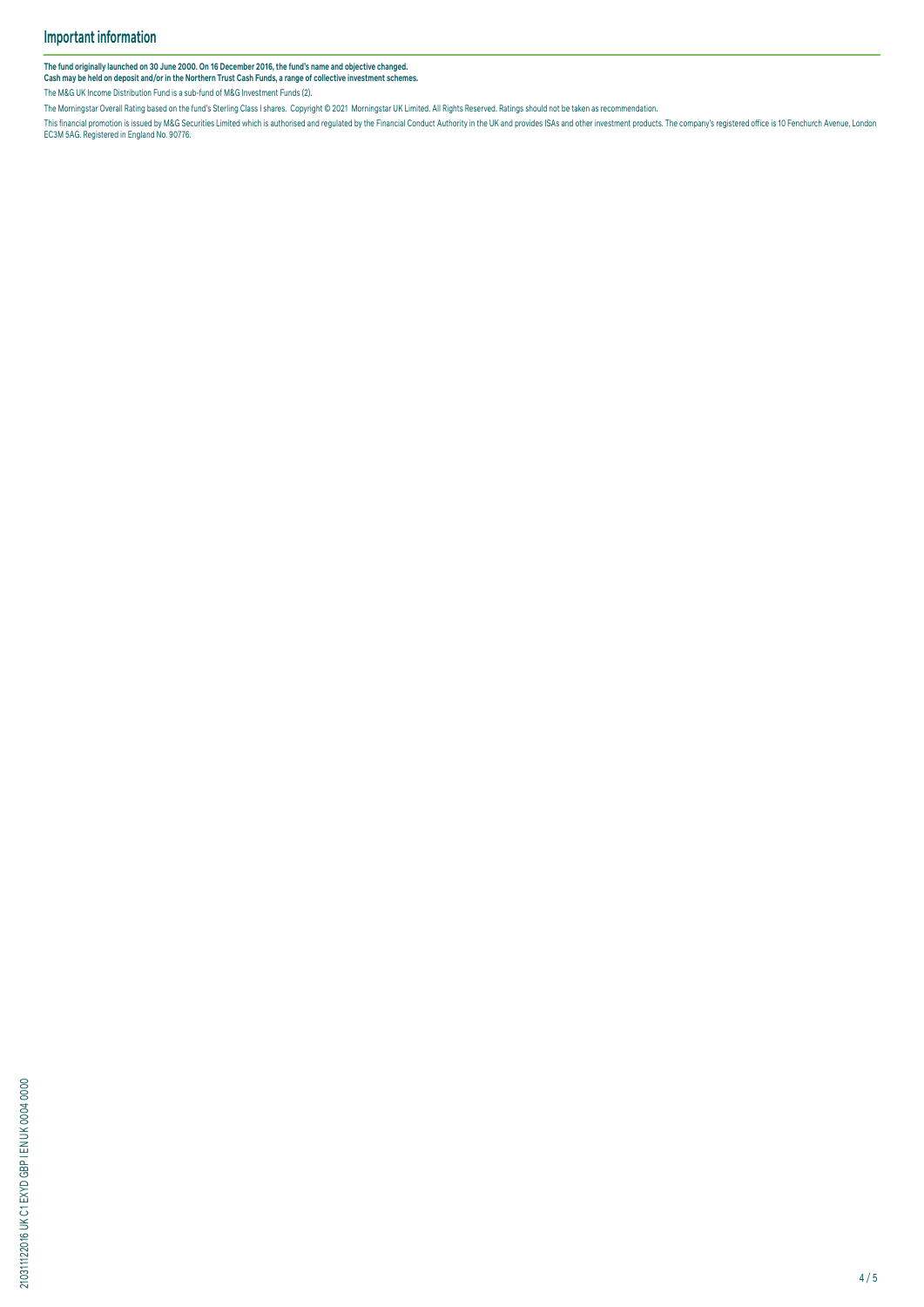## Important information

**The fund originally launched on 30 June 2000. On 16 December 2016, the fund's name and objective changed.**
**Cash may be held on deposit and/or in the Northern Trust Cash Funds, a range of collective investment schemes.**

The M&G UK Income Distribution Fund is a sub-fund of M&G Investment Funds (2).

The Morningstar Overall Rating based on the fund's Sterling Class I shares. Copyright © 2021 Morningstar UK Limited. All Rights Reserved. Ratings should not be taken as recommendation.

This financial promotion is issued by M&G Securities Limited which is authorised and regulated by the Financial Conduct Authority in the UK and provides ISAs and other investment products. The company's registered office is 10 Fenchurch Avenue, London EC3M 5AG. Registered in England No. 90776.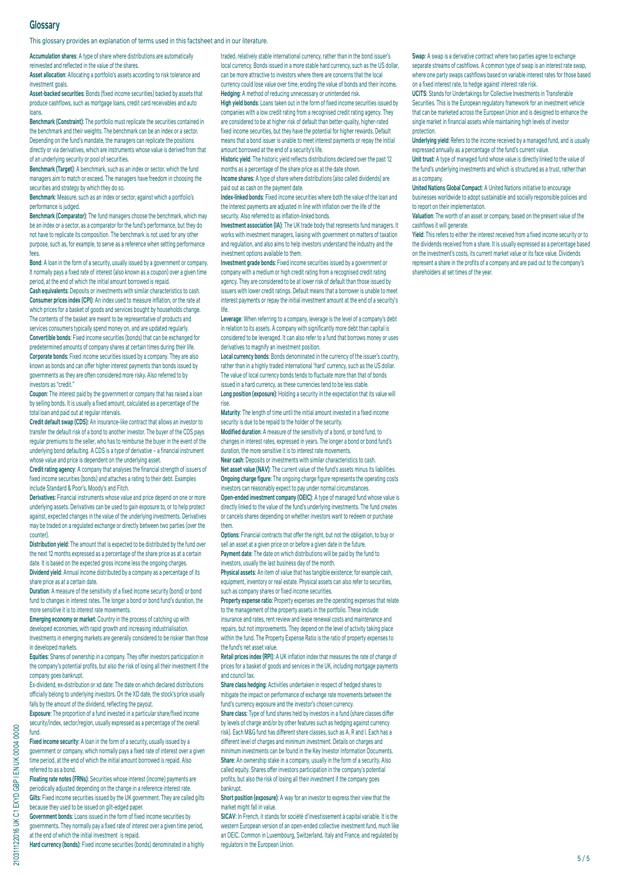## Glossary

This glossary provides an explanation of terms used in this factsheet and in our literature.

**Accumulation shares**: A type of share where distributions are automatically reinvested and reflected in the value of the shares.

**Asset allocation**: Allocating a portfolio's assets according to risk tolerance and investment goals.

**Asset-backed securities**: Bonds (fixed income securities) backed by assets that produce cashflows, such as mortgage loans, credit card receivables and auto loans.

**Benchmark (Constraint)**: The portfolio must replicate the securities contained in the benchmark and their weights. The benchmark can be an index or a sector. Depending on the fund's mandate, the managers can replicate the positions directly or via derivatives, which are instruments whose value is derived from that of an underlying security or pool of securities.

**Benchmark (Target)**: A benchmark, such as an index or sector, which the fund managers aim to match or exceed. The managers have freedom in choosing the securities and strategy by which they do so.

**Benchmark**: Measure, such as an index or sector, against which a portfolio's performance is judged.

**Benchmark (Comparator)**: The fund managers choose the benchmark, which may be an index or a sector, as a comparator for the fund's performance, but they do not have to replicate its composition. The benchmark is not used for any other purpose, such as, for example, to serve as a reference when setting performance fees.

**Bond**: A loan in the form of a security, usually issued by a government or company. It normally pays a fixed rate of interest (also known as a coupon) over a given time period, at the end of which the initial amount borrowed is repaid.

**Cash equivalents**: Deposits or investments with similar characteristics to cash.

**Consumer prices index (CPI)**: An index used to measure inflation, or the rate at which prices for a basket of goods and services bought by households change. The contents of the basket are meant to be representative of products and services consumers typically spend money on, and are updated regularly.

**Convertible bonds**: Fixed income securities (bonds) that can be exchanged for predetermined amounts of company shares at certain times during their life.

**Corporate bonds**: Fixed income securities issued by a company. They are also known as bonds and can offer higher interest payments than bonds issued by governments as they are often considered more risky. Also referred to by investors as "credit."

**Coupon**: The interest paid by the government or company that has raised a loan by selling bonds. It is usually a fixed amount, calculated as a percentage of the total loan and paid out at regular intervals.

**Credit default swap (CDS)**: An insurance-like contract that allows an investor to transfer the default risk of a bond to another investor. The buyer of the CDS pays regular premiums to the seller, who has to reimburse the buyer in the event of the underlying bond defaulting. A CDS is a type of derivative – a financial instrument whose value and price is dependent on the underlying asset.

**Credit rating agency**: A company that analyses the financial strength of issuers of fixed income securities (bonds) and attaches a rating to their debt. Examples include Standard & Poor's, Moody's and Fitch.

**Derivatives**: Financial instruments whose value and price depend on one or more underlying assets. Derivatives can be used to gain exposure to, or to help protect against, expected changes in the value of the underlying investments. Derivatives may be traded on a regulated exchange or directly between two parties (over the counter).

**Distribution yield**: The amount that is expected to be distributed by the fund over the next 12 months expressed as a percentage of the share price as at a certain date. It is based on the expected gross income less the ongoing charges.

**Dividend yield**: Annual income distributed by a company as a percentage of its share price as at a certain date.

**Duration**: A measure of the sensitivity of a fixed income security (bond) or bond fund to changes in interest rates. The longer a bond or bond fund's duration, the more sensitive it is to interest rate movements.

**Emerging economy or market**: Country in the process of catching up with developed economies, with rapid growth and increasing industrialisation. Investments in emerging markets are generally considered to be riskier than those in developed markets.

**Equities**: Shares of ownership in a company. They offer investors participation in the company's potential profits, but also the risk of losing all their investment if the company goes bankrupt.

Ex-dividend, ex-distribution or xd date: The date on which declared distributions officially belong to underlying investors. On the XD date, the stock's price usually falls by the amount of the dividend, reflecting the payout.

**Exposure**: The proportion of a fund invested in a particular share/fixed income security/index, sector/region, usually expressed as a percentage of the overall fund.

**Fixed income security**: A loan in the form of a security, usually issued by a government or company, which normally pays a fixed rate of interest over a given time period, at the end of which the initial amount borrowed is repaid. Also referred to as a bond.

**Floating rate notes (FRNs)**: Securities whose interest (income) payments are periodically adjusted depending on the change in a reference interest rate.

**Gilts**: Fixed income securities issued by the UK government. They are called gilts because they used to be issued on gilt-edged paper.

**Government bonds**: Loans issued in the form of fixed income securities by governments. They normally pay a fixed rate of interest over a given time period, at the end of which the initial investment is repaid.

**Hard currency (bonds)**: Fixed income securities (bonds) denominated in a highly traded, relatively stable international currency, rather than in the bond issuer's local currency. Bonds issued in a more stable hard currency, such as the US dollar, can be more attractive to investors where there are concerns that the local currency could lose value over time, eroding the value of bonds and their income.

**Hedging**: A method of reducing unnecessary or unintended risk.

**High yield bonds**: Loans taken out in the form of fixed income securities issued by companies with a low credit rating from a recognised credit rating agency. They are considered to be at higher risk of default than better-quality, higher-rated fixed income securities, but they have the potential for higher rewards. Default means that a bond issuer is unable to meet interest payments or repay the initial amount borrowed at the end of a security's life.

**Historic yield**: The historic yield reflects distributions declared over the past 12 months as a percentage of the share price as at the date shown.

**Income shares**: A type of share where distributions (also called dividends) are paid out as cash on the payment date.

**Index-linked bonds**: Fixed income securities where both the value of the loan and the interest payments are adjusted in line with inflation over the life of the security. Also referred to as inflation-linked bonds.

**Investment association (IA)**: The UK trade body that represents fund managers. It works with investment managers, liaising with government on matters of taxation and regulation, and also aims to help investors understand the industry and the investment options available to them.

**Investment grade bonds**: Fixed income securities issued by a government or company with a medium or high credit rating from a recognised credit rating agency. They are considered to be at lower risk of default than those issued by issuers with lower credit ratings. Default means that a borrower is unable to meet interest payments or repay the initial investment amount at the end of a security's life.

**Leverage**: When referring to a company, leverage is the level of a company's debt in relation to its assets. A company with significantly more debt than capital is considered to be leveraged. It can also refer to a fund that borrows money or uses derivatives to magnify an investment position.

**Local currency bonds**: Bonds denominated in the currency of the issuer's country, rather than in a highly traded international 'hard' currency, such as the US dollar. The value of local currency bonds tends to fluctuate more than that of bonds issued in a hard currency, as these currencies tend to be less stable.

**Long position (exposure)**: Holding a security in the expectation that its value will rise.

**Maturity**: The length of time until the initial amount invested in a fixed income security is due to be repaid to the holder of the security.

**Modified duration**: A measure of the sensitivity of a bond, or bond fund, to changes in interest rates, expressed in years. The longer a bond or bond fund's duration, the more sensitive it is to interest rate movements.

**Near cash**: Deposits or investments with similar characteristics to cash.

**Net asset value (NAV)**: The current value of the fund's assets minus its liabilities.

**Ongoing charge figure**: The ongoing charge figure represents the operating costs investors can reasonably expect to pay under normal circumstances.

**Open-ended investment company (OEIC)**: A type of managed fund whose value is directly linked to the value of the fund's underlying investments. The fund creates or cancels shares depending on whether investors want to redeem or purchase them.

**Options**: Financial contracts that offer the right, but not the obligation, to buy or sell an asset at a given price on or before a given date in the future.

**Payment date**: The date on which distributions will be paid by the fund to investors, usually the last business day of the month.

**Physical assets**: An item of value that has tangible existence; for example cash, equipment, inventory or real estate. Physical assets can also refer to securities, such as company shares or fixed income securities.

**Property expense ratio**: Property expenses are the operating expenses that relate to the management of the property assets in the portfolio. These include: insurance and rates, rent review and lease renewal costs and maintenance and repairs, but not improvements. They depend on the level of activity taking place within the fund. The Property Expense Ratio is the ratio of property expenses to the fund's net asset value.

**Retail prices index (RPI)**: A UK inflation index that measures the rate of change of prices for a basket of goods and services in the UK, including mortgage payments and council tax.

**Share class hedging**: Activities undertaken in respect of hedged shares to mitigate the impact on performance of exchange rate movements between the fund's currency exposure and the investor's chosen currency.

**Share class**: Type of fund shares held by investors in a fund (share classes differ by levels of charge and/or by other features such as hedging against currency risk). Each M&G fund has different share classes, such as A, R and I. Each has a different level of charges and minimum investment. Details on charges and minimum investments can be found in the Key Investor Information Documents.

**Share**: An ownership stake in a company, usually in the form of a security. Also called equity. Shares offer investors participation in the company's potential profits, but also the risk of losing all their investment if the company goes bankrupt.

**Short position (exposure)**: A way for an investor to express their view that the market might fall in value.

**SICAV**: In French, it stands for société d'investissement à capital variable. It is the western European version of an open-ended collective investment fund, much like an OEIC. Common in Luxembourg, Switzerland, Italy and France, and regulated by regulators in the European Union.

**Swap**: A swap is a derivative contract where two parties agree to exchange separate streams of cashflows. A common type of swap is an interest rate swap, where one party swaps cashflows based on variable interest rates for those based on a fixed interest rate, to hedge against interest rate risk.

**UCITS**: Stands for Undertakings for Collective Investments in Transferable Securities. This is the European regulatory framework for an investment vehicle that can be marketed across the European Union and is designed to enhance the single market in financial assets while maintaining high levels of investor protection.

**Underlying yield**: Refers to the income received by a managed fund, and is usually expressed annually as a percentage of the fund's current value.

**Unit trust**: A type of managed fund whose value is directly linked to the value of the fund's underlying investments and which is structured as a trust, rather than as a company.

**United Nations Global Compact**: A United Nations initiative to encourage businesses worldwide to adopt sustainable and socially responsible policies and to report on their implementation.

**Valuation**: The worth of an asset or company, based on the present value of the cashflows it will generate.

**Yield**: This refers to either the interest received from a fixed income security or to the dividends received from a share. It is usually expressed as a percentage based on the investment's costs, its current market value or its face value. Dividends represent a share in the profits of a company and are paid out to the company's shareholders at set times of the year.

210311122016 UK C1 EXYD GBP I EN UK 0004 0000